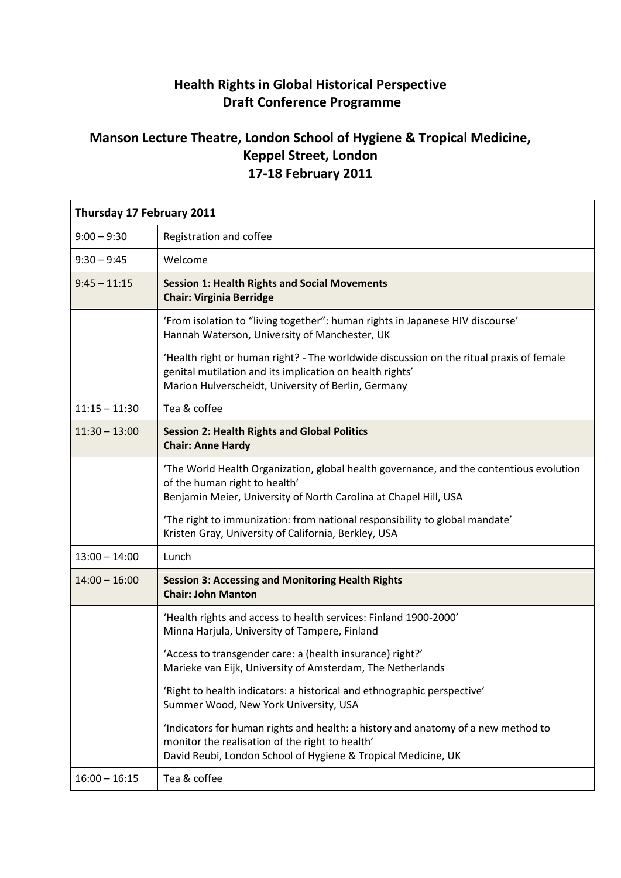# Health Rights in Global Historical Perspective
# Draft Conference Programme

## Manson Lecture Theatre, London School of Hygiene & Tropical Medicine, Keppel Street, London
## 17-18 February 2011

| **Thursday 17 February 2011** | |
|---|---|
| 9:00 – 9:30 | Registration and coffee |
| 9:30 – 9:45 | Welcome |
| 9:45 – 11:15 | **Session 1: Health Rights and Social Movements**<br>**Chair: Virginia Berridge** |
| | 'From isolation to "living together": human rights in Japanese HIV discourse'<br>Hannah Waterson, University of Manchester, UK<br><br>'Health right or human right? - The worldwide discussion on the ritual praxis of female genital mutilation and its implication on health rights'<br>Marion Hulverscheidt, University of Berlin, Germany |
| 11:15 – 11:30 | Tea & coffee |
| 11:30 – 13:00 | **Session 2: Health Rights and Global Politics**<br>**Chair: Anne Hardy** |
| | 'The World Health Organization, global health governance, and the contentious evolution of the human right to health'<br>Benjamin Meier, University of North Carolina at Chapel Hill, USA<br><br>'The right to immunization: from national responsibility to global mandate'<br>Kristen Gray, University of California, Berkley, USA |
| 13:00 – 14:00 | Lunch |
| 14:00 – 16:00 | **Session 3: Accessing and Monitoring Health Rights**<br>**Chair: John Manton** |
| | 'Health rights and access to health services: Finland 1900-2000'<br>Minna Harjula, University of Tampere, Finland<br><br>'Access to transgender care: a (health insurance) right?'<br>Marieke van Eijk, University of Amsterdam, The Netherlands<br><br>'Right to health indicators: a historical and ethnographic perspective'<br>Summer Wood, New York University, USA<br><br>'Indicators for human rights and health: a history and anatomy of a new method to monitor the realisation of the right to health'<br>David Reubi, London School of Hygiene & Tropical Medicine, UK |
| 16:00 – 16:15 | Tea & coffee |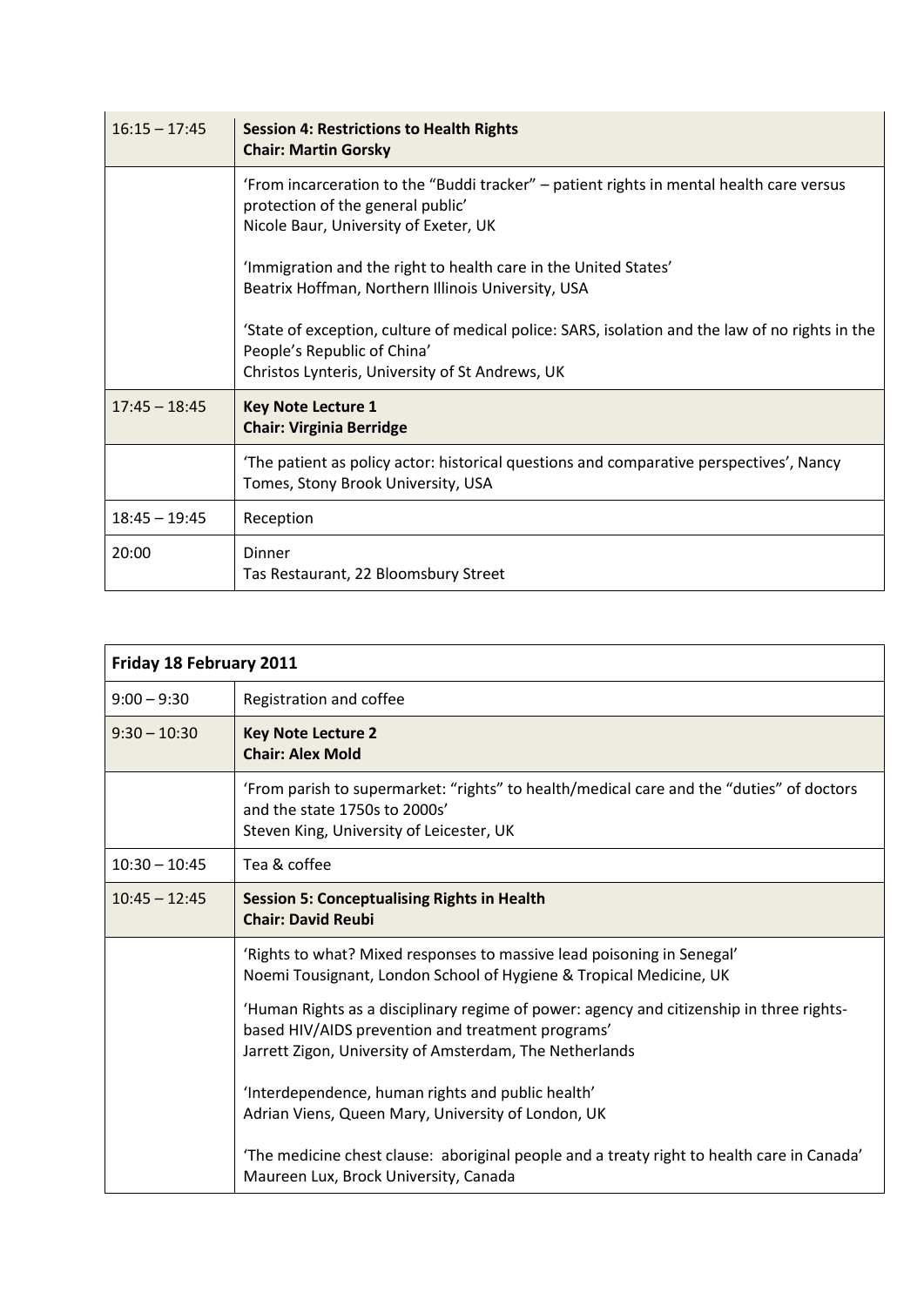| 16:15 – 17:45 | **Session 4: Restrictions to Health Rights**<br>**Chair: Martin Gorsky** |
|---|---|
| | 'From incarceration to the "Buddi tracker" – patient rights in mental health care versus protection of the general public'<br>Nicole Baur, University of Exeter, UK<br><br>'Immigration and the right to health care in the United States'<br>Beatrix Hoffman, Northern Illinois University, USA<br><br>'State of exception, culture of medical police: SARS, isolation and the law of no rights in the People's Republic of China'<br>Christos Lynteris, University of St Andrews, UK |
| 17:45 – 18:45 | **Key Note Lecture 1**<br>**Chair: Virginia Berridge** |
| | 'The patient as policy actor: historical questions and comparative perspectives', Nancy Tomes, Stony Brook University, USA |
| 18:45 – 19:45 | Reception |
| 20:00 | Dinner<br>Tas Restaurant, 22 Bloomsbury Street |

| **Friday 18 February 2011** | |
|---|---|
| 9:00 – 9:30 | Registration and coffee |
| 9:30 – 10:30 | **Key Note Lecture 2**<br>**Chair: Alex Mold** |
| | 'From parish to supermarket: "rights" to health/medical care and the "duties" of doctors and the state 1750s to 2000s'<br>Steven King, University of Leicester, UK |
| 10:30 – 10:45 | Tea & coffee |
| 10:45 – 12:45 | **Session 5: Conceptualising Rights in Health**<br>**Chair: David Reubi** |
| | 'Rights to what? Mixed responses to massive lead poisoning in Senegal'<br>Noemi Tousignant, London School of Hygiene & Tropical Medicine, UK<br><br>'Human Rights as a disciplinary regime of power: agency and citizenship in three rights-based HIV/AIDS prevention and treatment programs'<br>Jarrett Zigon, University of Amsterdam, The Netherlands<br><br>'Interdependence, human rights and public health'<br>Adrian Viens, Queen Mary, University of London, UK<br><br>'The medicine chest clause: aboriginal people and a treaty right to health care in Canada'<br>Maureen Lux, Brock University, Canada |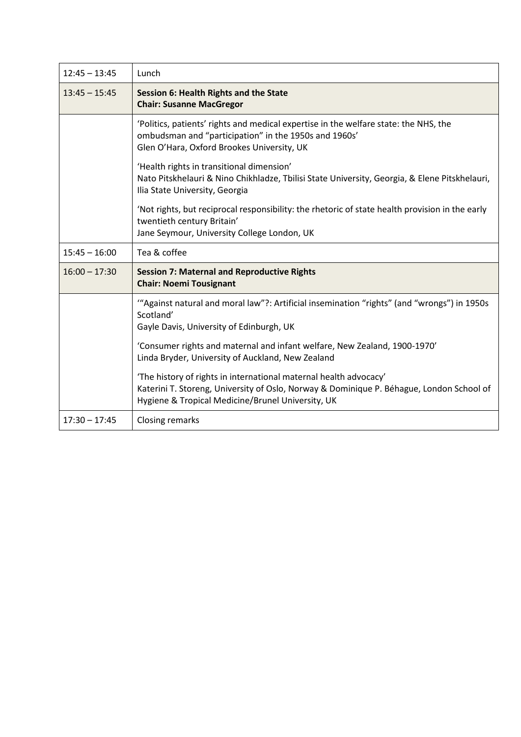| | |
|---|---|
| 12:45 – 13:45 | Lunch |
| 13:45 – 15:45 | **Session 6: Health Rights and the State**<br>**Chair: Susanne MacGregor** |
| | 'Politics, patients' rights and medical expertise in the welfare state: the NHS, the ombudsman and "participation" in the 1950s and 1960s'<br>Glen O'Hara, Oxford Brookes University, UK<br><br>'Health rights in transitional dimension'<br>Nato Pitskhelauri & Nino Chikhladze, Tbilisi State University, Georgia, & Elene Pitskhelauri, Ilia State University, Georgia<br><br>'Not rights, but reciprocal responsibility: the rhetoric of state health provision in the early twentieth century Britain'<br>Jane Seymour, University College London, UK |
| 15:45 – 16:00 | Tea & coffee |
| 16:00 – 17:30 | **Session 7: Maternal and Reproductive Rights**<br>**Chair: Noemi Tousignant** |
| | '"Against natural and moral law"?: Artificial insemination "rights" (and "wrongs") in 1950s Scotland'<br>Gayle Davis, University of Edinburgh, UK<br><br>'Consumer rights and maternal and infant welfare, New Zealand, 1900-1970'<br>Linda Bryder, University of Auckland, New Zealand<br><br>'The history of rights in international maternal health advocacy'<br>Katerini T. Storeng, University of Oslo, Norway & Dominique P. Béhague, London School of Hygiene & Tropical Medicine/Brunel University, UK |
| 17:30 – 17:45 | Closing remarks |